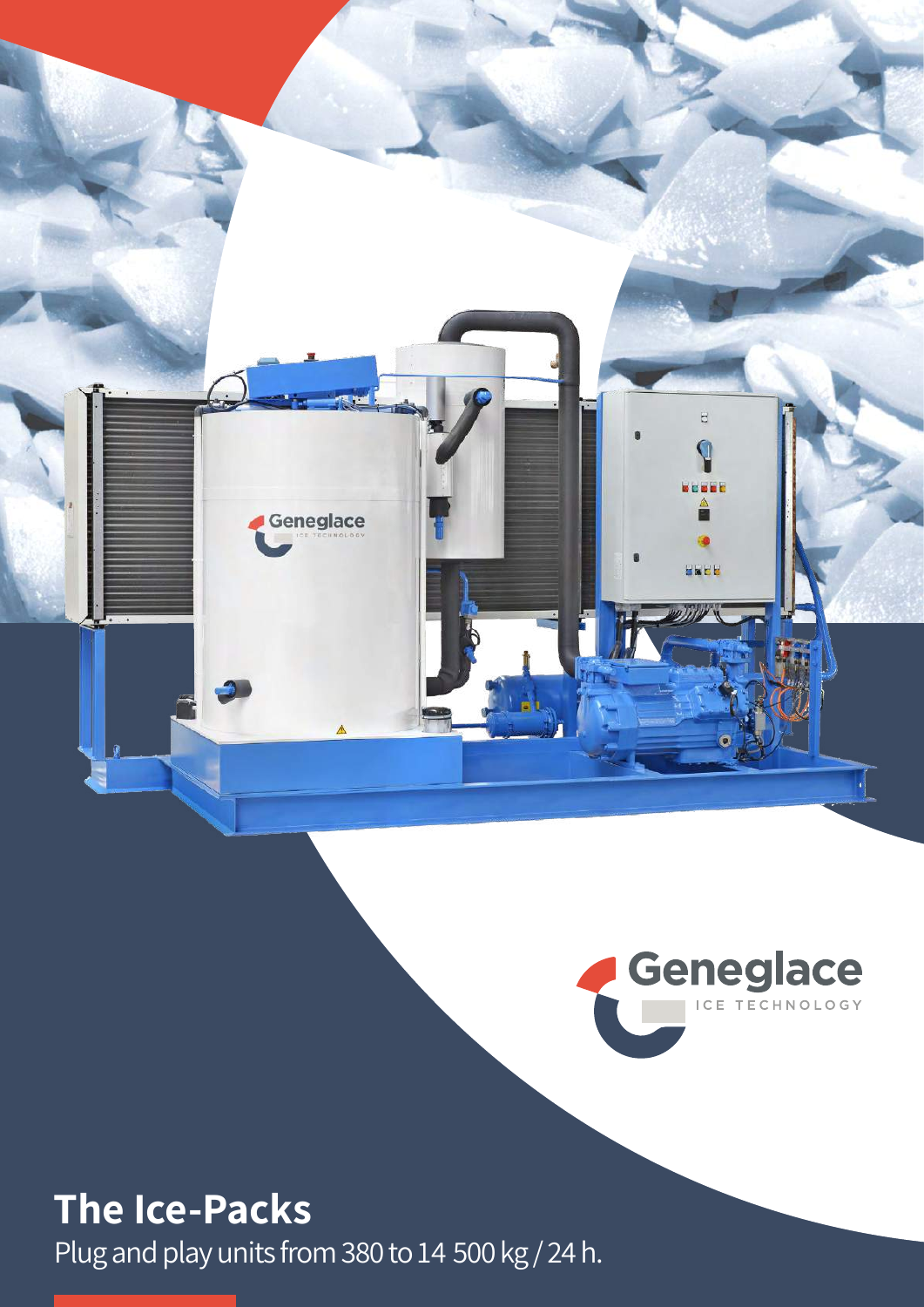Geneglace

ICE TECHNOLOGY

# The Ice-Packs

Plug and play units from 380 to 14 500 kg / 24 h.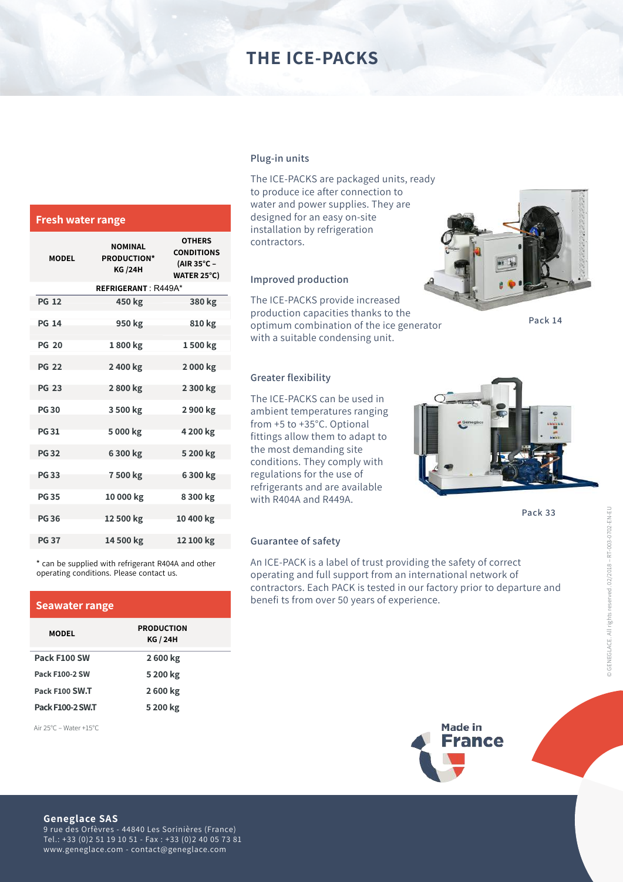# THE ICE-PACKS

## Fresh water range

| MODEL | NOMINAL PRODUCTION* KG /24H | OTHERS CONDITIONS (AIR 35°C – WATER 25°C) |
|---|---|---|
| REFRIGERANT : R449A* | | |
| PG 12 | 450 kg | 380 kg |
| PG 14 | 950 kg | 810 kg |
| PG 20 | 1 800 kg | 1 500 kg |
| PG 22 | 2 400 kg | 2 000 kg |
| PG 23 | 2 800 kg | 2 300 kg |
| PG 30 | 3 500 kg | 2 900 kg |
| PG 31 | 5 000 kg | 4 200 kg |
| PG 32 | 6 300 kg | 5 200 kg |
| PG 33 | 7 500 kg | 6 300 kg |
| PG 35 | 10 000 kg | 8 300 kg |
| PG 36 | 12 500 kg | 10 400 kg |
| PG 37 | 14 500 kg | 12 100 kg |

* can be supplied with refrigerant R404A and other operating conditions. Please contact us.

## Seawater range

| MODEL | PRODUCTION KG / 24H |
|---|---|
| Pack F100 SW | 2 600 kg |
| Pack F100-2 SW | 5 200 kg |
| Pack F100 SW.T | 2 600 kg |
| Pack F100-2 SW.T | 5 200 kg |

Air 25°C – Water +15°C

### Plug-in units

The ICE-PACKS are packaged units, ready to produce ice after connection to water and power supplies. They are designed for an easy on-site installation by refrigeration contractors.

Pack 14

### Improved production

The ICE-PACKS provide increased production capacities thanks to the optimum combination of the ice generator with a suitable condensing unit.

### Greater flexibility

The ICE-PACKS can be used in ambient temperatures ranging from +5 to +35°C. Optional fittings allow them to adapt to the most demanding site conditions. They comply with regulations for the use of refrigerants and are available with R404A and R449A.

Pack 33

### Guarantee of safety

An ICE-PACK is a label of trust providing the safety of correct operating and full support from an international network of contractors. Each PACK is tested in our factory prior to departure and benefi ts from over 50 years of experience.

© GENEGLACE. All rights reserved. 02/2018 – RT-003-0702-EN-EU

Made in France

**Geneglace SAS**
9 rue des Orfèvres - 44840 Les Sorinières (France)
Tel.: +33 (0)2 51 19 10 51 - Fax : +33 (0)2 40 05 73 81
www.geneglace.com - contact@geneglace.com